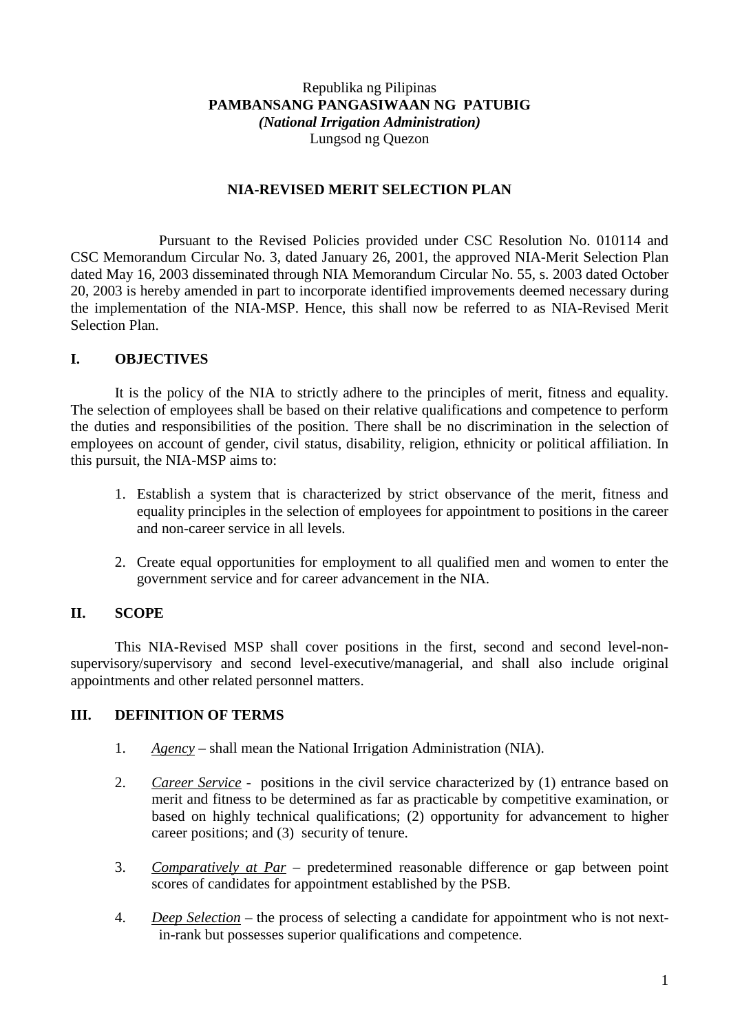Republika ng Pilipinas
**PAMBANSANG PANGASIWAAN NG PATUBIG**
***(National Irrigation Administration)***
Lungsod ng Quezon

# NIA-REVISED MERIT SELECTION PLAN

Pursuant to the Revised Policies provided under CSC Resolution No. 010114 and CSC Memorandum Circular No. 3, dated January 26, 2001, the approved NIA-Merit Selection Plan dated May 16, 2003 disseminated through NIA Memorandum Circular No. 55, s. 2003 dated October 20, 2003 is hereby amended in part to incorporate identified improvements deemed necessary during the implementation of the NIA-MSP. Hence, this shall now be referred to as NIA-Revised Merit Selection Plan.

## I. OBJECTIVES

It is the policy of the NIA to strictly adhere to the principles of merit, fitness and equality. The selection of employees shall be based on their relative qualifications and competence to perform the duties and responsibilities of the position. There shall be no discrimination in the selection of employees on account of gender, civil status, disability, religion, ethnicity or political affiliation. In this pursuit, the NIA-MSP aims to:

1. Establish a system that is characterized by strict observance of the merit, fitness and equality principles in the selection of employees for appointment to positions in the career and non-career service in all levels.

2. Create equal opportunities for employment to all qualified men and women to enter the government service and for career advancement in the NIA.

## II. SCOPE

This NIA-Revised MSP shall cover positions in the first, second and second level-non-supervisory/supervisory and second level-executive/managerial, and shall also include original appointments and other related personnel matters.

## III. DEFINITION OF TERMS

1. *Agency* – shall mean the National Irrigation Administration (NIA).

2. *Career Service* - positions in the civil service characterized by (1) entrance based on merit and fitness to be determined as far as practicable by competitive examination, or based on highly technical qualifications; (2) opportunity for advancement to higher career positions; and (3) security of tenure.

3. *Comparatively at Par* – predetermined reasonable difference or gap between point scores of candidates for appointment established by the PSB.

4. *Deep Selection* – the process of selecting a candidate for appointment who is not next-in-rank but possesses superior qualifications and competence.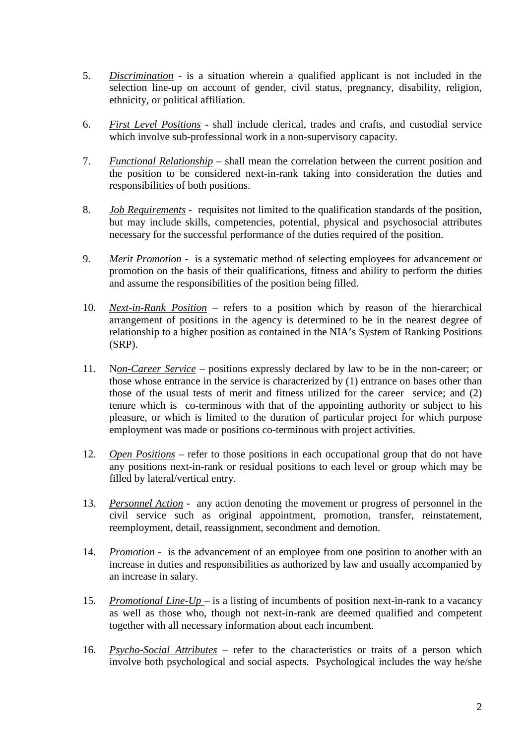5. *Discrimination* - is a situation wherein a qualified applicant is not included in the selection line-up on account of gender, civil status, pregnancy, disability, religion, ethnicity, or political affiliation.

6. *First Level Positions* - shall include clerical, trades and crafts, and custodial service which involve sub-professional work in a non-supervisory capacity.

7. *Functional Relationship* – shall mean the correlation between the current position and the position to be considered next-in-rank taking into consideration the duties and responsibilities of both positions.

8. *Job Requirements* - requisites not limited to the qualification standards of the position, but may include skills, competencies, potential, physical and psychosocial attributes necessary for the successful performance of the duties required of the position.

9. *Merit Promotion* - is a systematic method of selecting employees for advancement or promotion on the basis of their qualifications, fitness and ability to perform the duties and assume the responsibilities of the position being filled.

10. *Next-in-Rank Position* – refers to a position which by reason of the hierarchical arrangement of positions in the agency is determined to be in the nearest degree of relationship to a higher position as contained in the NIA's System of Ranking Positions (SRP).

11. N*on-Career Service* – positions expressly declared by law to be in the non-career; or those whose entrance in the service is characterized by (1) entrance on bases other than those of the usual tests of merit and fitness utilized for the career service; and (2) tenure which is co-terminous with that of the appointing authority or subject to his pleasure, or which is limited to the duration of particular project for which purpose employment was made or positions co-terminous with project activities.

12. *Open Positions* – refer to those positions in each occupational group that do not have any positions next-in-rank or residual positions to each level or group which may be filled by lateral/vertical entry.

13. *Personnel Action* - any action denoting the movement or progress of personnel in the civil service such as original appointment, promotion, transfer, reinstatement, reemployment, detail, reassignment, secondment and demotion.

14. *Promotion* - is the advancement of an employee from one position to another with an increase in duties and responsibilities as authorized by law and usually accompanied by an increase in salary.

15. *Promotional Line-Up* – is a listing of incumbents of position next-in-rank to a vacancy as well as those who, though not next-in-rank are deemed qualified and competent together with all necessary information about each incumbent.

16. *Psycho-Social Attributes* – refer to the characteristics or traits of a person which involve both psychological and social aspects. Psychological includes the way he/she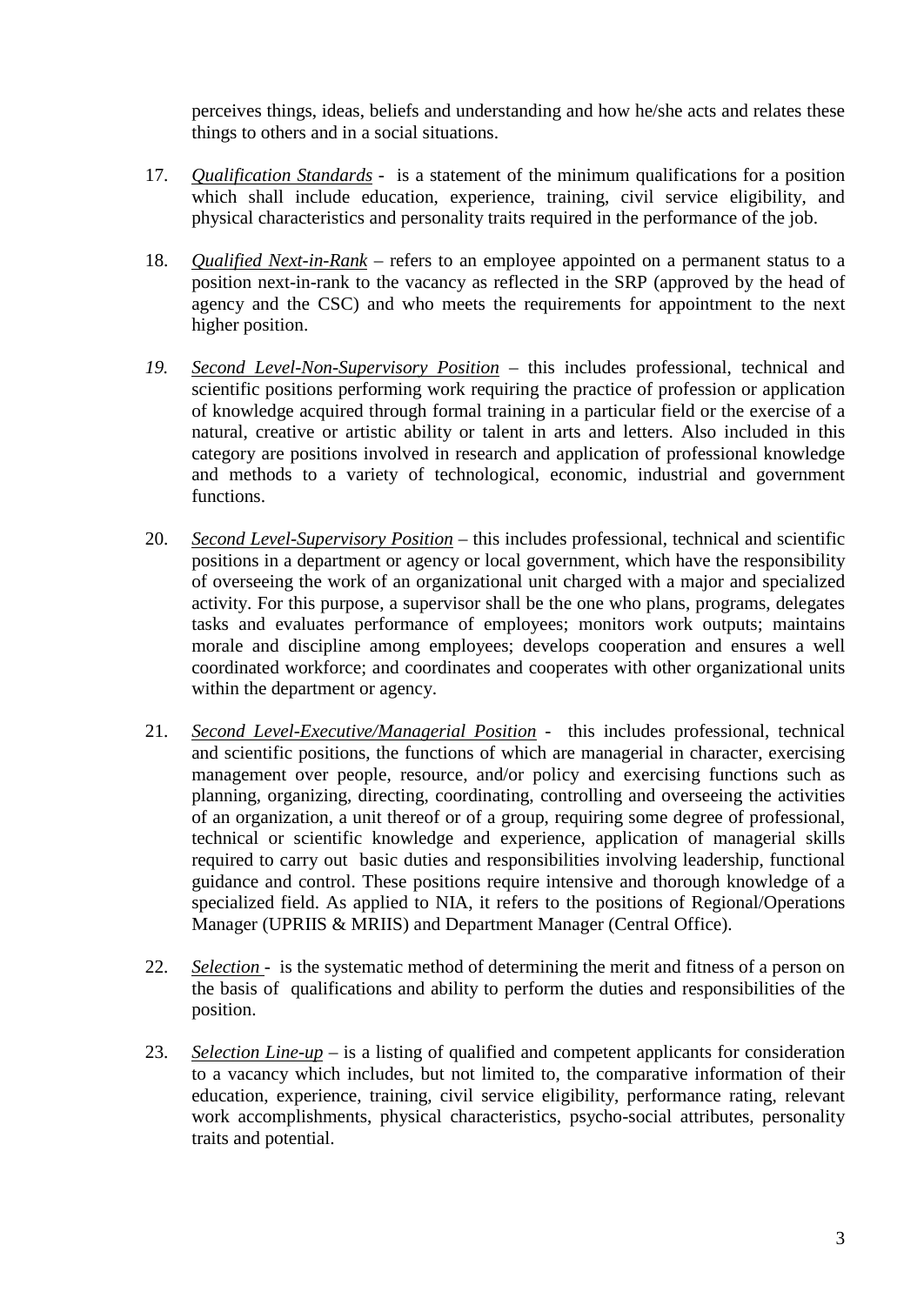perceives things, ideas, beliefs and understanding and how he/she acts and relates these things to others and in a social situations.

17. *Qualification Standards* - is a statement of the minimum qualifications for a position which shall include education, experience, training, civil service eligibility, and physical characteristics and personality traits required in the performance of the job.

18. *Qualified Next-in-Rank* – refers to an employee appointed on a permanent status to a position next-in-rank to the vacancy as reflected in the SRP (approved by the head of agency and the CSC) and who meets the requirements for appointment to the next higher position.

19. *Second Level-Non-Supervisory Position* – this includes professional, technical and scientific positions performing work requiring the practice of profession or application of knowledge acquired through formal training in a particular field or the exercise of a natural, creative or artistic ability or talent in arts and letters. Also included in this category are positions involved in research and application of professional knowledge and methods to a variety of technological, economic, industrial and government functions.

20. *Second Level-Supervisory Position* – this includes professional, technical and scientific positions in a department or agency or local government, which have the responsibility of overseeing the work of an organizational unit charged with a major and specialized activity. For this purpose, a supervisor shall be the one who plans, programs, delegates tasks and evaluates performance of employees; monitors work outputs; maintains morale and discipline among employees; develops cooperation and ensures a well coordinated workforce; and coordinates and cooperates with other organizational units within the department or agency.

21. *Second Level-Executive/Managerial Position* - this includes professional, technical and scientific positions, the functions of which are managerial in character, exercising management over people, resource, and/or policy and exercising functions such as planning, organizing, directing, coordinating, controlling and overseeing the activities of an organization, a unit thereof or of a group, requiring some degree of professional, technical or scientific knowledge and experience, application of managerial skills required to carry out basic duties and responsibilities involving leadership, functional guidance and control. These positions require intensive and thorough knowledge of a specialized field. As applied to NIA, it refers to the positions of Regional/Operations Manager (UPRIIS & MRIIS) and Department Manager (Central Office).

22. *Selection* - is the systematic method of determining the merit and fitness of a person on the basis of qualifications and ability to perform the duties and responsibilities of the position.

23. *Selection Line-up* – is a listing of qualified and competent applicants for consideration to a vacancy which includes, but not limited to, the comparative information of their education, experience, training, civil service eligibility, performance rating, relevant work accomplishments, physical characteristics, psycho-social attributes, personality traits and potential.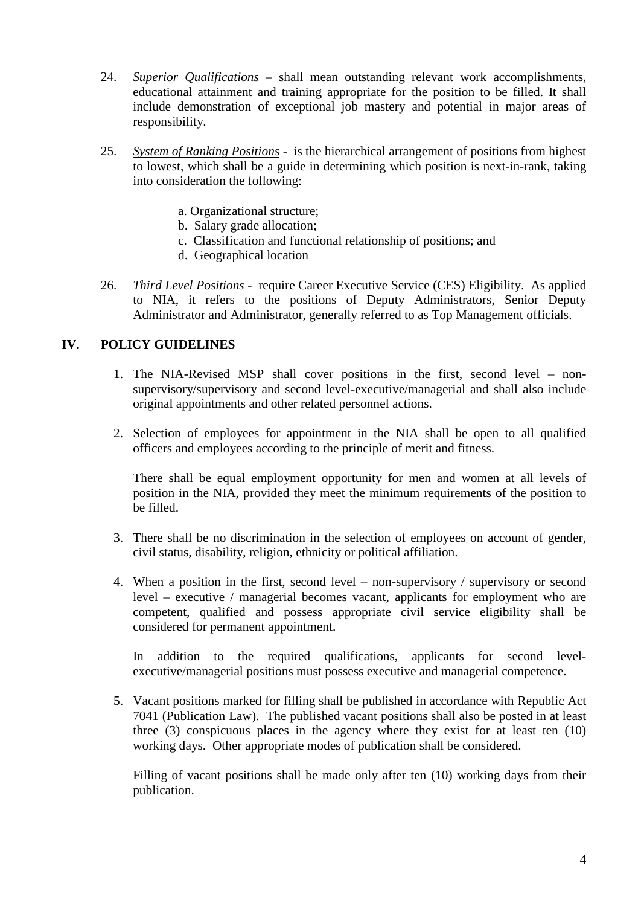24. *Superior Qualifications* – shall mean outstanding relevant work accomplishments, educational attainment and training appropriate for the position to be filled. It shall include demonstration of exceptional job mastery and potential in major areas of responsibility.

25. *System of Ranking Positions* - is the hierarchical arrangement of positions from highest to lowest, which shall be a guide in determining which position is next-in-rank, taking into consideration the following:

    a. Organizational structure;
    b. Salary grade allocation;
    c. Classification and functional relationship of positions; and
    d. Geographical location

26. *Third Level Positions* - require Career Executive Service (CES) Eligibility. As applied to NIA, it refers to the positions of Deputy Administrators, Senior Deputy Administrator and Administrator, generally referred to as Top Management officials.

## IV. POLICY GUIDELINES

1. The NIA-Revised MSP shall cover positions in the first, second level – non-supervisory/supervisory and second level-executive/managerial and shall also include original appointments and other related personnel actions.

2. Selection of employees for appointment in the NIA shall be open to all qualified officers and employees according to the principle of merit and fitness.

   There shall be equal employment opportunity for men and women at all levels of position in the NIA, provided they meet the minimum requirements of the position to be filled.

3. There shall be no discrimination in the selection of employees on account of gender, civil status, disability, religion, ethnicity or political affiliation.

4. When a position in the first, second level – non-supervisory / supervisory or second level – executive / managerial becomes vacant, applicants for employment who are competent, qualified and possess appropriate civil service eligibility shall be considered for permanent appointment.

   In addition to the required qualifications, applicants for second level-executive/managerial positions must possess executive and managerial competence.

5. Vacant positions marked for filling shall be published in accordance with Republic Act 7041 (Publication Law). The published vacant positions shall also be posted in at least three (3) conspicuous places in the agency where they exist for at least ten (10) working days. Other appropriate modes of publication shall be considered.

   Filling of vacant positions shall be made only after ten (10) working days from their publication.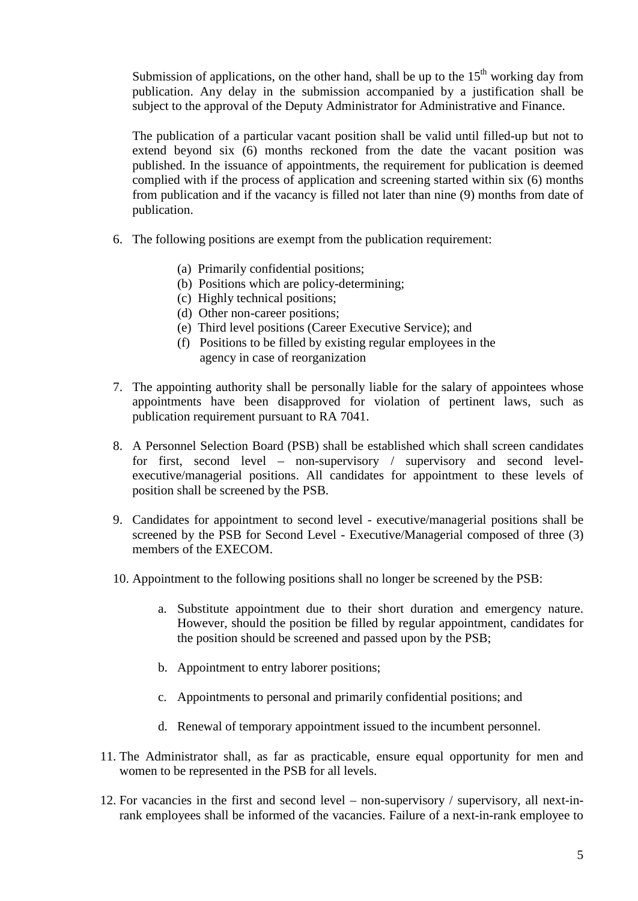Submission of applications, on the other hand, shall be up to the 15th working day from publication. Any delay in the submission accompanied by a justification shall be subject to the approval of the Deputy Administrator for Administrative and Finance.

The publication of a particular vacant position shall be valid until filled-up but not to extend beyond six (6) months reckoned from the date the vacant position was published. In the issuance of appointments, the requirement for publication is deemed complied with if the process of application and screening started within six (6) months from publication and if the vacancy is filled not later than nine (9) months from date of publication.

6. The following positions are exempt from the publication requirement:

   (a) Primarily confidential positions;
   (b) Positions which are policy-determining;
   (c) Highly technical positions;
   (d) Other non-career positions;
   (e) Third level positions (Career Executive Service); and
   (f) Positions to be filled by existing regular employees in the agency in case of reorganization

7. The appointing authority shall be personally liable for the salary of appointees whose appointments have been disapproved for violation of pertinent laws, such as publication requirement pursuant to RA 7041.

8. A Personnel Selection Board (PSB) shall be established which shall screen candidates for first, second level – non-supervisory / supervisory and second level-executive/managerial positions. All candidates for appointment to these levels of position shall be screened by the PSB.

9. Candidates for appointment to second level - executive/managerial positions shall be screened by the PSB for Second Level - Executive/Managerial composed of three (3) members of the EXECOM.

10. Appointment to the following positions shall no longer be screened by the PSB:

    a. Substitute appointment due to their short duration and emergency nature. However, should the position be filled by regular appointment, candidates for the position should be screened and passed upon by the PSB;

    b. Appointment to entry laborer positions;

    c. Appointments to personal and primarily confidential positions; and

    d. Renewal of temporary appointment issued to the incumbent personnel.

11. The Administrator shall, as far as practicable, ensure equal opportunity for men and women to be represented in the PSB for all levels.

12. For vacancies in the first and second level – non-supervisory / supervisory, all next-in-rank employees shall be informed of the vacancies. Failure of a next-in-rank employee to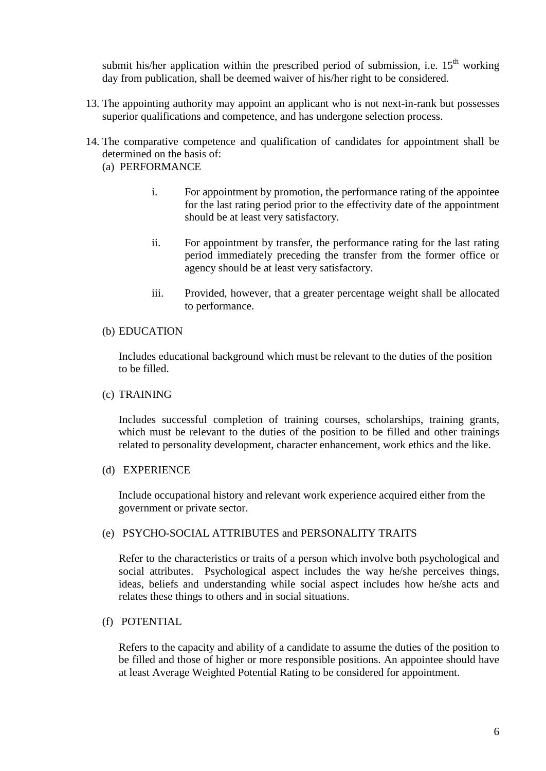submit his/her application within the prescribed period of submission, i.e. 15th working day from publication, shall be deemed waiver of his/her right to be considered.

13. The appointing authority may appoint an applicant who is not next-in-rank but possesses superior qualifications and competence, and has undergone selection process.

14. The comparative competence and qualification of candidates for appointment shall be determined on the basis of:

    (a) PERFORMANCE

    i. For appointment by promotion, the performance rating of the appointee for the last rating period prior to the effectivity date of the appointment should be at least very satisfactory.

    ii. For appointment by transfer, the performance rating for the last rating period immediately preceding the transfer from the former office or agency should be at least very satisfactory.

    iii. Provided, however, that a greater percentage weight shall be allocated to performance.

    (b) EDUCATION

    Includes educational background which must be relevant to the duties of the position to be filled.

    (c) TRAINING

    Includes successful completion of training courses, scholarships, training grants, which must be relevant to the duties of the position to be filled and other trainings related to personality development, character enhancement, work ethics and the like.

    (d) EXPERIENCE

    Include occupational history and relevant work experience acquired either from the government or private sector.

    (e) PSYCHO-SOCIAL ATTRIBUTES and PERSONALITY TRAITS

    Refer to the characteristics or traits of a person which involve both psychological and social attributes. Psychological aspect includes the way he/she perceives things, ideas, beliefs and understanding while social aspect includes how he/she acts and relates these things to others and in social situations.

    (f) POTENTIAL

    Refers to the capacity and ability of a candidate to assume the duties of the position to be filled and those of higher or more responsible positions. An appointee should have at least Average Weighted Potential Rating to be considered for appointment.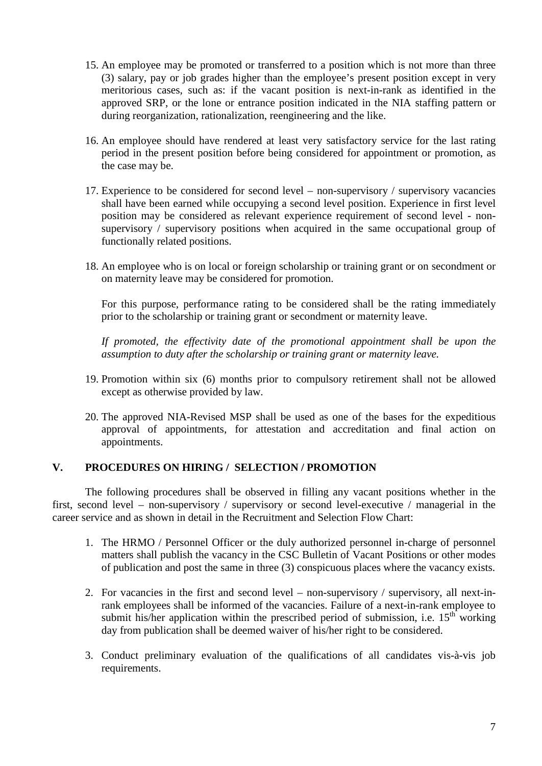15. An employee may be promoted or transferred to a position which is not more than three (3) salary, pay or job grades higher than the employee's present position except in very meritorious cases, such as: if the vacant position is next-in-rank as identified in the approved SRP, or the lone or entrance position indicated in the NIA staffing pattern or during reorganization, rationalization, reengineering and the like.

16. An employee should have rendered at least very satisfactory service for the last rating period in the present position before being considered for appointment or promotion, as the case may be.

17. Experience to be considered for second level – non-supervisory / supervisory vacancies shall have been earned while occupying a second level position. Experience in first level position may be considered as relevant experience requirement of second level - non-supervisory / supervisory positions when acquired in the same occupational group of functionally related positions.

18. An employee who is on local or foreign scholarship or training grant or on secondment or on maternity leave may be considered for promotion.

    For this purpose, performance rating to be considered shall be the rating immediately prior to the scholarship or training grant or secondment or maternity leave.

    *If promoted, the effectivity date of the promotional appointment shall be upon the assumption to duty after the scholarship or training grant or maternity leave.*

19. Promotion within six (6) months prior to compulsory retirement shall not be allowed except as otherwise provided by law.

20. The approved NIA-Revised MSP shall be used as one of the bases for the expeditious approval of appointments, for attestation and accreditation and final action on appointments.

## V. PROCEDURES ON HIRING / SELECTION / PROMOTION

The following procedures shall be observed in filling any vacant positions whether in the first, second level – non-supervisory / supervisory or second level-executive / managerial in the career service and as shown in detail in the Recruitment and Selection Flow Chart:

1. The HRMO / Personnel Officer or the duly authorized personnel in-charge of personnel matters shall publish the vacancy in the CSC Bulletin of Vacant Positions or other modes of publication and post the same in three (3) conspicuous places where the vacancy exists.

2. For vacancies in the first and second level – non-supervisory / supervisory, all next-in-rank employees shall be informed of the vacancies. Failure of a next-in-rank employee to submit his/her application within the prescribed period of submission, i.e. 15th working day from publication shall be deemed waiver of his/her right to be considered.

3. Conduct preliminary evaluation of the qualifications of all candidates vis-à-vis job requirements.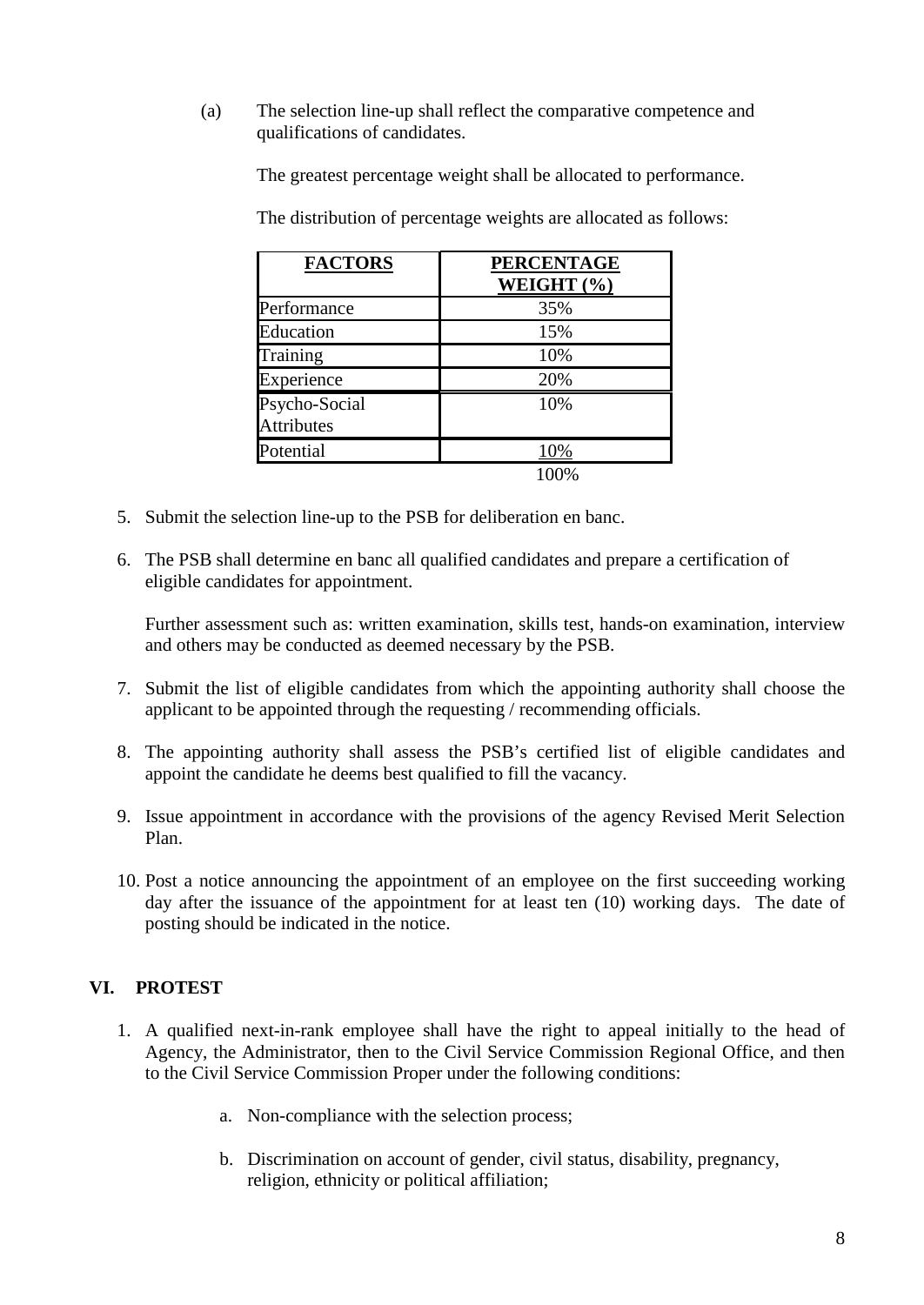(a) The selection line-up shall reflect the comparative competence and qualifications of candidates.

The greatest percentage weight shall be allocated to performance.

The distribution of percentage weights are allocated as follows:

| **FACTORS** | **PERCENTAGE WEIGHT (%)** |
|---|---|
| Performance | 35% |
| Education | 15% |
| Training | 10% |
| Experience | 20% |
| Psycho-Social Attributes | 10% |
| Potential | 10% |
| | 100% |

5. Submit the selection line-up to the PSB for deliberation en banc.

6. The PSB shall determine en banc all qualified candidates and prepare a certification of eligible candidates for appointment.

   Further assessment such as: written examination, skills test, hands-on examination, interview and others may be conducted as deemed necessary by the PSB.

7. Submit the list of eligible candidates from which the appointing authority shall choose the applicant to be appointed through the requesting / recommending officials.

8. The appointing authority shall assess the PSB's certified list of eligible candidates and appoint the candidate he deems best qualified to fill the vacancy.

9. Issue appointment in accordance with the provisions of the agency Revised Merit Selection Plan.

10. Post a notice announcing the appointment of an employee on the first succeeding working day after the issuance of the appointment for at least ten (10) working days. The date of posting should be indicated in the notice.

## VI. PROTEST

1. A qualified next-in-rank employee shall have the right to appeal initially to the head of Agency, the Administrator, then to the Civil Service Commission Regional Office, and then to the Civil Service Commission Proper under the following conditions:

   a. Non-compliance with the selection process;

   b. Discrimination on account of gender, civil status, disability, pregnancy, religion, ethnicity or political affiliation;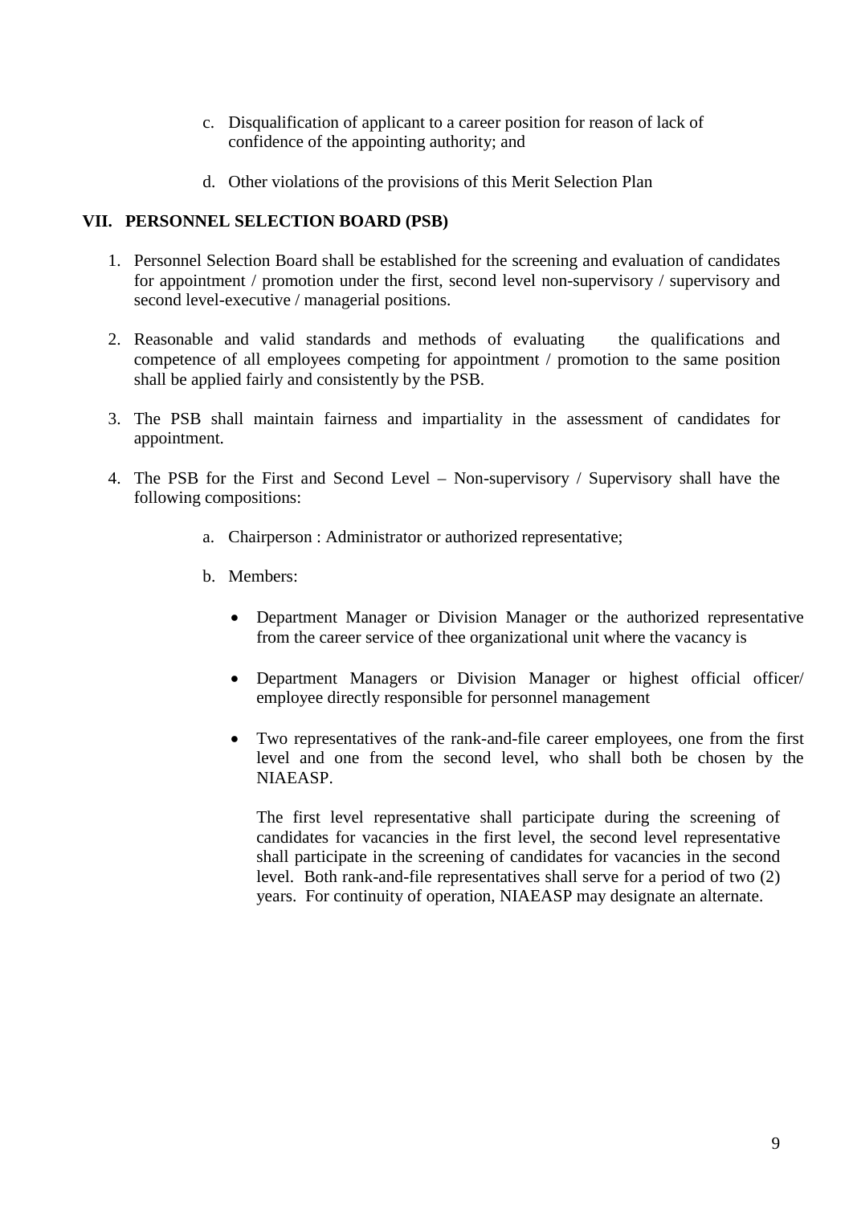c. Disqualification of applicant to a career position for reason of lack of confidence of the appointing authority; and

d. Other violations of the provisions of this Merit Selection Plan

## VII. PERSONNEL SELECTION BOARD (PSB)

1. Personnel Selection Board shall be established for the screening and evaluation of candidates for appointment / promotion under the first, second level non-supervisory / supervisory and second level-executive / managerial positions.

2. Reasonable and valid standards and methods of evaluating the qualifications and competence of all employees competing for appointment / promotion to the same position shall be applied fairly and consistently by the PSB.

3. The PSB shall maintain fairness and impartiality in the assessment of candidates for appointment.

4. The PSB for the First and Second Level – Non-supervisory / Supervisory shall have the following compositions:

   a. Chairperson : Administrator or authorized representative;

   b. Members:

      - Department Manager or Division Manager or the authorized representative from the career service of thee organizational unit where the vacancy is

      - Department Managers or Division Manager or highest official officer/ employee directly responsible for personnel management

      - Two representatives of the rank-and-file career employees, one from the first level and one from the second level, who shall both be chosen by the NIAEASP.

        The first level representative shall participate during the screening of candidates for vacancies in the first level, the second level representative shall participate in the screening of candidates for vacancies in the second level. Both rank-and-file representatives shall serve for a period of two (2) years. For continuity of operation, NIAEASP may designate an alternate.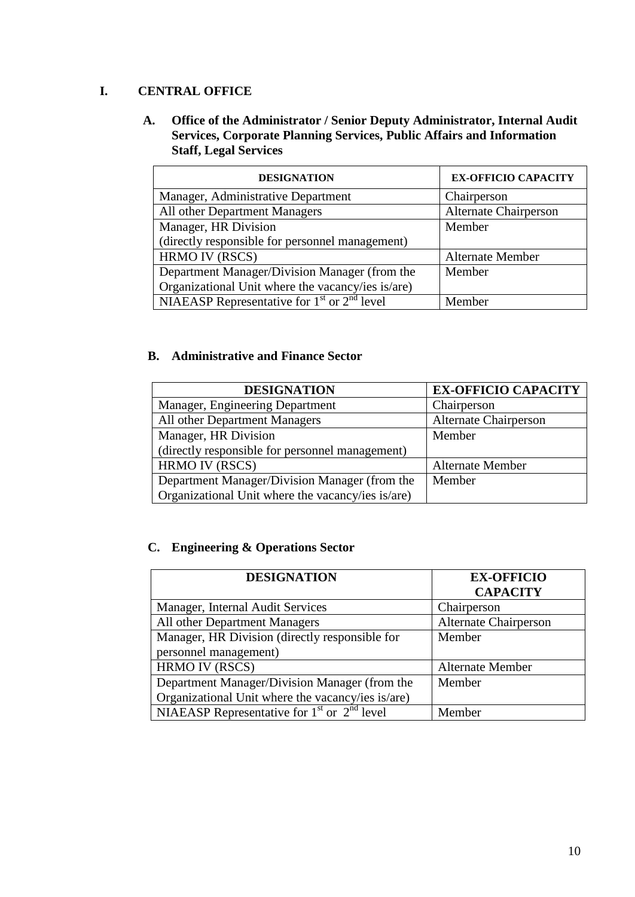## I. CENTRAL OFFICE

### A. Office of the Administrator / Senior Deputy Administrator, Internal Audit Services, Corporate Planning Services, Public Affairs and Information Staff, Legal Services

| DESIGNATION | EX-OFFICIO CAPACITY |
|---|---|
| Manager, Administrative Department | Chairperson |
| All other Department Managers | Alternate Chairperson |
| Manager, HR Division (directly responsible for personnel management) | Member |
| HRMO IV (RSCS) | Alternate Member |
| Department Manager/Division Manager (from the Organizational Unit where the vacancy/ies is/are) | Member |
| NIAEASP Representative for 1st or 2nd level | Member |

### B. Administrative and Finance Sector

| DESIGNATION | EX-OFFICIO CAPACITY |
|---|---|
| Manager, Engineering Department | Chairperson |
| All other Department Managers | Alternate Chairperson |
| Manager, HR Division (directly responsible for personnel management) | Member |
| HRMO IV (RSCS) | Alternate Member |
| Department Manager/Division Manager (from the Organizational Unit where the vacancy/ies is/are) | Member |

### C. Engineering & Operations Sector

| DESIGNATION | EX-OFFICIO CAPACITY |
|---|---|
| Manager, Internal Audit Services | Chairperson |
| All other Department Managers | Alternate Chairperson |
| Manager, HR Division (directly responsible for personnel management) | Member |
| HRMO IV (RSCS) | Alternate Member |
| Department Manager/Division Manager (from the Organizational Unit where the vacancy/ies is/are) | Member |
| NIAEASP Representative for 1st or 2nd level | Member |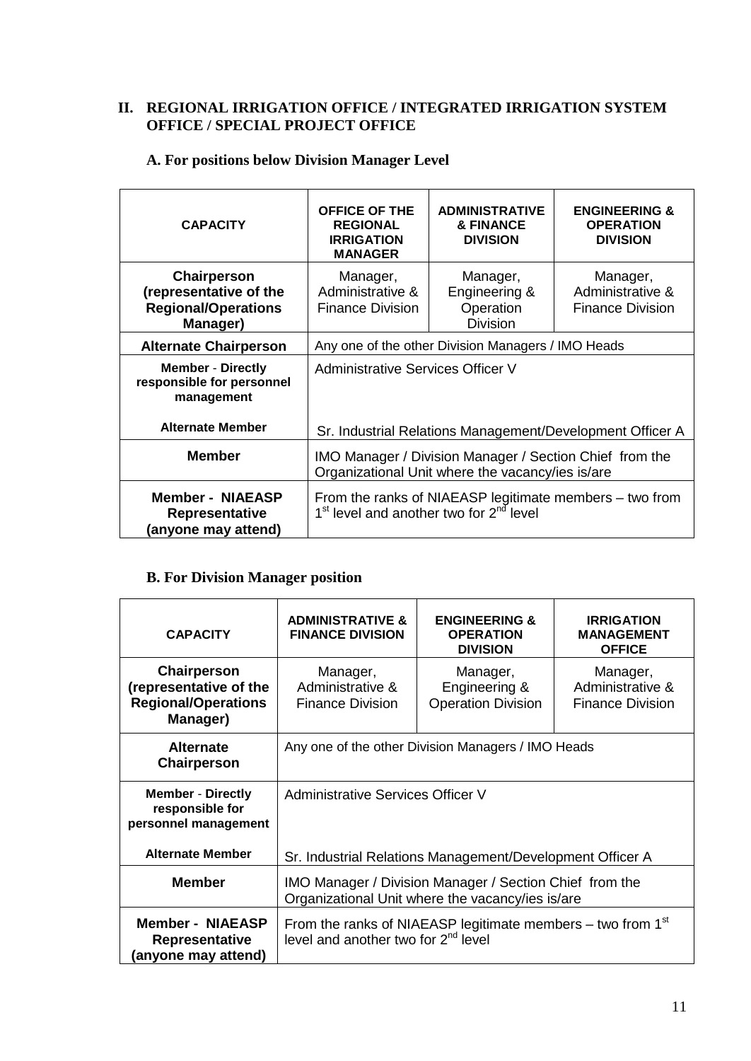## II. REGIONAL IRRIGATION OFFICE / INTEGRATED IRRIGATION SYSTEM OFFICE / SPECIAL PROJECT OFFICE

### A. For positions below Division Manager Level

| CAPACITY | OFFICE OF THE REGIONAL IRRIGATION MANAGER | ADMINISTRATIVE & FINANCE DIVISION | ENGINEERING & OPERATION DIVISION |
|---|---|---|---|
| **Chairperson (representative of the Regional/Operations Manager)** | Manager, Administrative & Finance Division | Manager, Engineering & Operation Division | Manager, Administrative & Finance Division |
| **Alternate Chairperson** | Any one of the other Division Managers / IMO Heads | | |
| **Member - Directly responsible for personnel management** | Administrative Services Officer V | | |
| **Alternate Member** | Sr. Industrial Relations Management/Development Officer A | | |
| **Member** | IMO Manager / Division Manager / Section Chief from the Organizational Unit where the vacancy/ies is/are | | |
| **Member - NIAEASP Representative (anyone may attend)** | From the ranks of NIAEASP legitimate members – two from 1st level and another two for 2nd level | | |

### B. For Division Manager position

| CAPACITY | ADMINISTRATIVE & FINANCE DIVISION | ENGINEERING & OPERATION DIVISION | IRRIGATION MANAGEMENT OFFICE |
|---|---|---|---|
| **Chairperson (representative of the Regional/Operations Manager)** | Manager, Administrative & Finance Division | Manager, Engineering & Operation Division | Manager, Administrative & Finance Division |
| **Alternate Chairperson** | Any one of the other Division Managers / IMO Heads | | |
| **Member - Directly responsible for personnel management** | Administrative Services Officer V | | |
| **Alternate Member** | Sr. Industrial Relations Management/Development Officer A | | |
| **Member** | IMO Manager / Division Manager / Section Chief from the Organizational Unit where the vacancy/ies is/are | | |
| **Member - NIAEASP Representative (anyone may attend)** | From the ranks of NIAEASP legitimate members – two from 1st level and another two for 2nd level | | |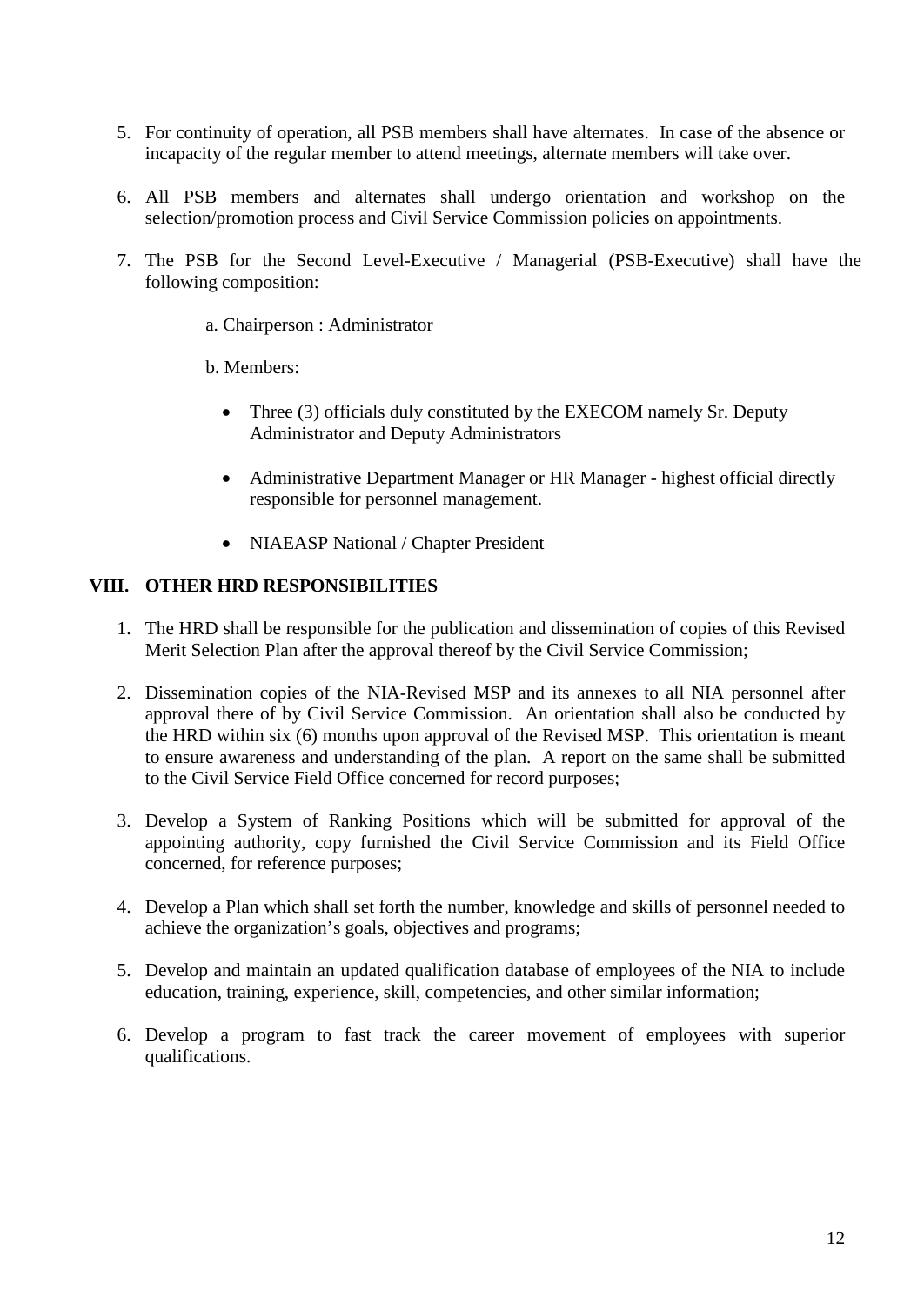5. For continuity of operation, all PSB members shall have alternates. In case of the absence or incapacity of the regular member to attend meetings, alternate members will take over.

6. All PSB members and alternates shall undergo orientation and workshop on the selection/promotion process and Civil Service Commission policies on appointments.

7. The PSB for the Second Level-Executive / Managerial (PSB-Executive) shall have the following composition:

   a. Chairperson : Administrator

   b. Members:

      - Three (3) officials duly constituted by the EXECOM namely Sr. Deputy Administrator and Deputy Administrators
      - Administrative Department Manager or HR Manager - highest official directly responsible for personnel management.
      - NIAEASP National / Chapter President

## VIII. OTHER HRD RESPONSIBILITIES

1. The HRD shall be responsible for the publication and dissemination of copies of this Revised Merit Selection Plan after the approval thereof by the Civil Service Commission;

2. Dissemination copies of the NIA-Revised MSP and its annexes to all NIA personnel after approval there of by Civil Service Commission. An orientation shall also be conducted by the HRD within six (6) months upon approval of the Revised MSP. This orientation is meant to ensure awareness and understanding of the plan. A report on the same shall be submitted to the Civil Service Field Office concerned for record purposes;

3. Develop a System of Ranking Positions which will be submitted for approval of the appointing authority, copy furnished the Civil Service Commission and its Field Office concerned, for reference purposes;

4. Develop a Plan which shall set forth the number, knowledge and skills of personnel needed to achieve the organization's goals, objectives and programs;

5. Develop and maintain an updated qualification database of employees of the NIA to include education, training, experience, skill, competencies, and other similar information;

6. Develop a program to fast track the career movement of employees with superior qualifications.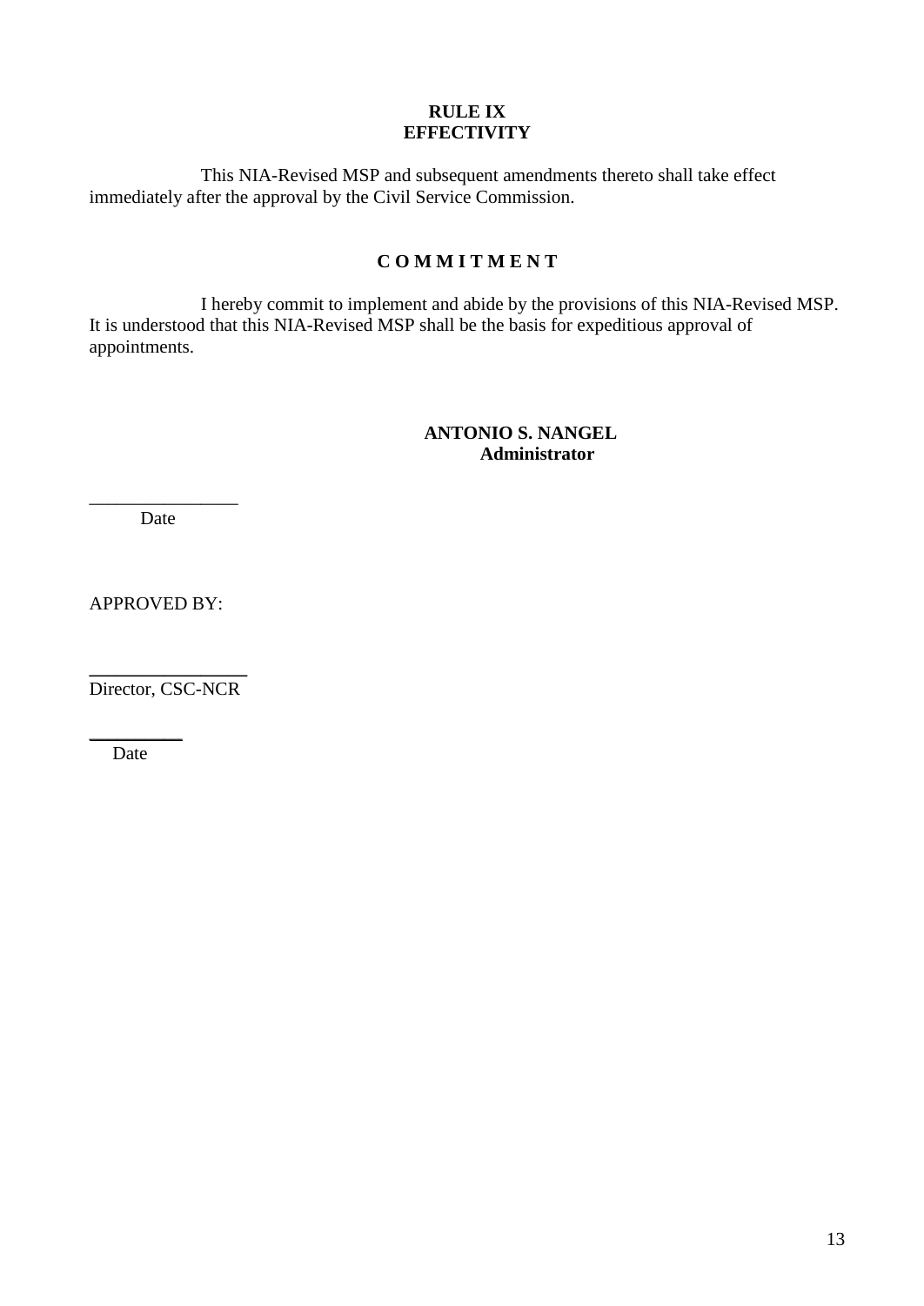## RULE IX
## EFFECTIVITY

This NIA-Revised MSP and subsequent amendments thereto shall take effect immediately after the approval by the Civil Service Commission.

## C O M M I T M E N T

I hereby commit to implement and abide by the provisions of this NIA-Revised MSP. It is understood that this NIA-Revised MSP shall be the basis for expeditious approval of appointments.

**ANTONIO S. NANGEL**
**Administrator**

________________
Date

APPROVED BY:

________________
Director, CSC-NCR

__________
Date